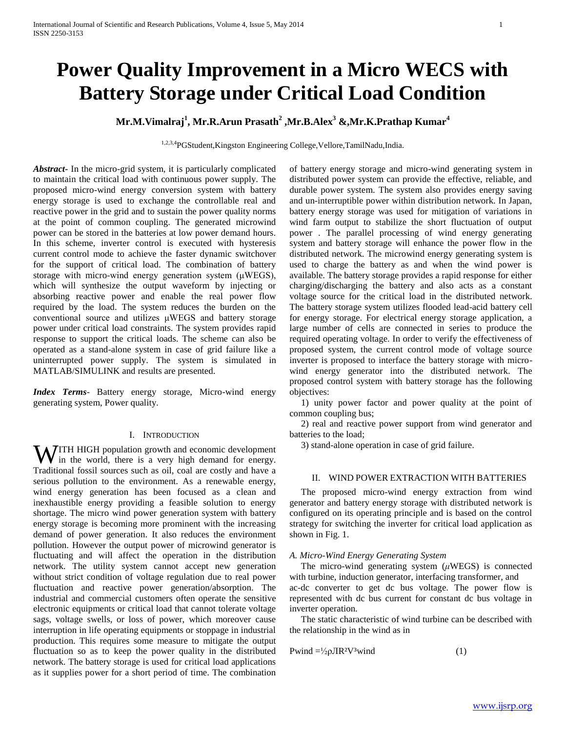# Power Quality Improvement in a Micro WECS with Battery Storage under Critical Load Condition

**Mr.M.Vimalraj[1], Mr.R.Arun Prasath[2] ,Mr.B.Alex[3] &,Mr.K.Prathap Kumar[4]**

[1,2,3,4]PGStudent,Kingston Engineering College,Vellore,TamilNadu,India.

***Abstract***- In the micro-grid system, it is particularly complicated to maintain the critical load with continuous power supply. The proposed micro-wind energy conversion system with battery energy storage is used to exchange the controllable real and reactive power in the grid and to sustain the power quality norms at the point of common coupling. The generated microwind power can be stored in the batteries at low power demand hours. In this scheme, inverter control is executed with hysteresis current control mode to achieve the faster dynamic switchover for the support of critical load. The combination of battery storage with micro-wind energy generation system (μWEGS), which will synthesize the output waveform by injecting or absorbing reactive power and enable the real power flow required by the load. The system reduces the burden on the conventional source and utilizes μWEGS and battery storage power under critical load constraints. The system provides rapid response to support the critical loads. The scheme can also be operated as a stand-alone system in case of grid failure like a uninterrupted power supply. The system is simulated in MATLAB/SIMULINK and results are presented.

***Index Terms***- Battery energy storage, Micro-wind energy generating system, Power quality.

## I. Introduction

With HIGH population growth and economic development in the world, there is a very high demand for energy. Traditional fossil sources such as oil, coal are costly and have a serious pollution to the environment. As a renewable energy, wind energy generation has been focused as a clean and inexhaustible energy providing a feasible solution to energy shortage. The micro wind power generation system with battery energy storage is becoming more prominent with the increasing demand of power generation. It also reduces the environment pollution. However the output power of microwind generator is fluctuating and will affect the operation in the distribution network. The utility system cannot accept new generation without strict condition of voltage regulation due to real power fluctuation and reactive power generation/absorption. The industrial and commercial customers often operate the sensitive electronic equipments or critical load that cannot tolerate voltage sags, voltage swells, or loss of power, which moreover cause interruption in life operating equipments or stoppage in industrial production. This requires some measure to mitigate the output fluctuation so as to keep the power quality in the distributed network. The battery storage is used for critical load applications as it supplies power for a short period of time. The combination of battery energy storage and micro-wind generating system in distributed power system can provide the effective, reliable, and durable power system. The system also provides energy saving and un-interruptible power within distribution network. In Japan, battery energy storage was used for mitigation of variations in wind farm output to stabilize the short fluctuation of output power . The parallel processing of wind energy generating system and battery storage will enhance the power flow in the distributed network. The microwind energy generating system is used to charge the battery as and when the wind power is available. The battery storage provides a rapid response for either charging/discharging the battery and also acts as a constant voltage source for the critical load in the distributed network. The battery storage system utilizes flooded lead-acid battery cell for energy storage. For electrical energy storage application, a large number of cells are connected in series to produce the required operating voltage. In order to verify the effectiveness of proposed system, the current control mode of voltage source inverter is proposed to interface the battery storage with micro-wind energy generator into the distributed network. The proposed control system with battery storage has the following objectives:

1) unity power factor and power quality at the point of common coupling bus;

2) real and reactive power support from wind generator and batteries to the load;

3) stand-alone operation in case of grid failure.

## II. Wind Power Extraction with Batteries

The proposed micro-wind energy extraction from wind generator and battery energy storage with distributed network is configured on its operating principle and is based on the control strategy for switching the inverter for critical load application as shown in Fig. 1.

### *A. Micro-Wind Energy Generating System*

The micro-wind generating system (*μ*WEGS) is connected with turbine, induction generator, interfacing transformer, and ac-dc converter to get dc bus voltage. The power flow is represented with dc bus current for constant dc bus voltage in inverter operation.

The static characteristic of wind turbine can be described with the relationship in the wind as in

$$P_{wind} = \tfrac{1}{2}\rho JR^2V^3_{wind} \qquad (1)$$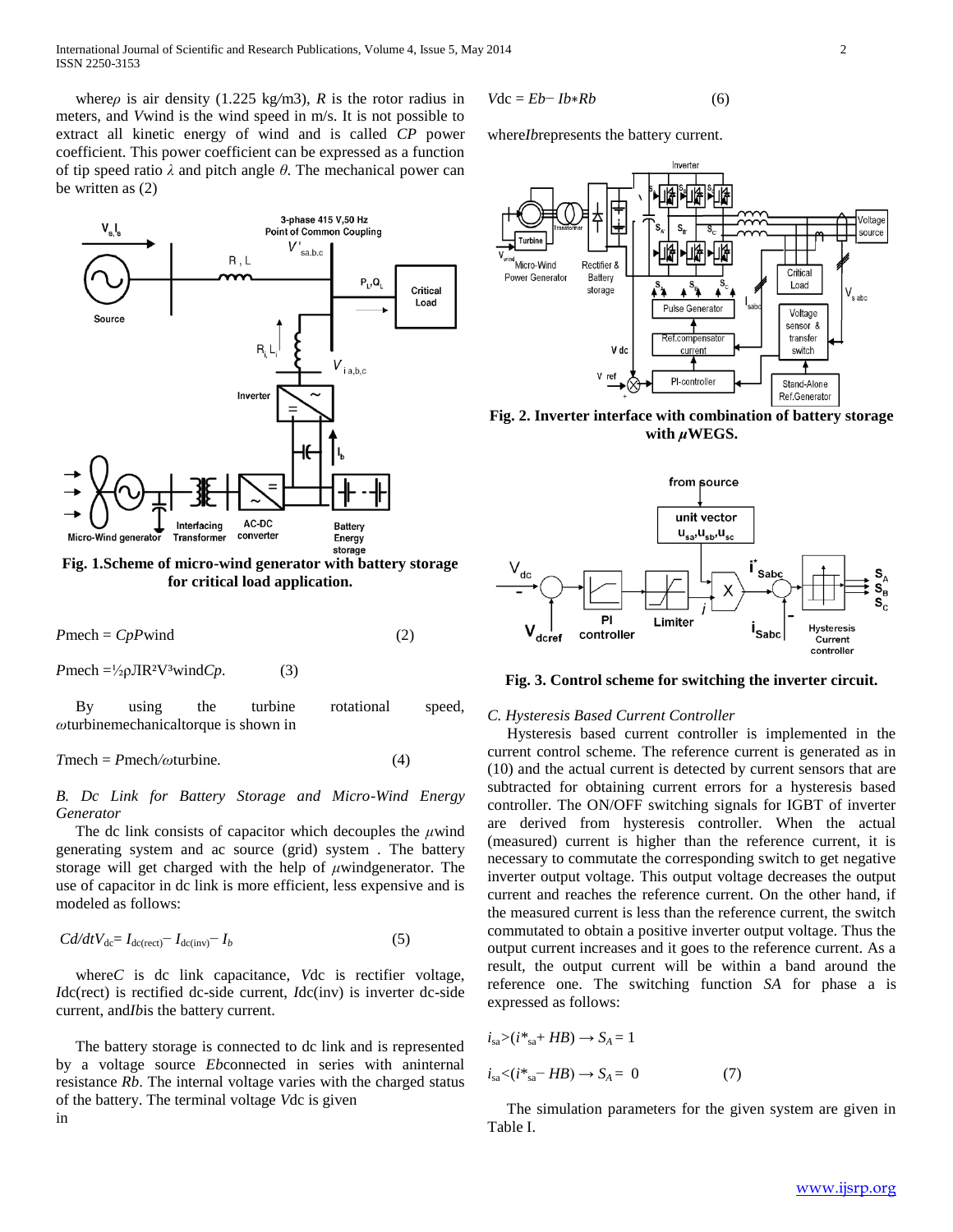where $\rho$ is air density (1.225 kg/m3), $R$ is the rotor radius in meters, and $V$wind is the wind speed in m/s. It is not possible to extract all kinetic energy of wind and is called $CP$ power coefficient. This power coefficient can be expressed as a function of tip speed ratio $\lambda$ and pitch angle $\theta$. The mechanical power can be written as (2)

**Fig. 1.Scheme of micro-wind generator with battery storage for critical load application.**

$$P_{mech} = C_p P_{wind} \quad (2)$$

$$P_{mech} = \frac{1}{2} \rho J R^2 V^3_{wind} C_p. \quad (3)$$

By using the turbine rotational speed, $\omega$turbinemechanicaltorque is shown in

$$T_{mech} = P_{mech} / \omega_{turbine}. \quad (4)$$

*B. Dc Link for Battery Storage and Micro-Wind Energy Generator*

The dc link consists of capacitor which decouples the $\mu$wind generating system and ac source (grid) system . The battery storage will get charged with the help of $\mu$windgenerator. The use of capacitor in dc link is more efficient, less expensive and is modeled as follows:

$$C d/dt V_{dc} = I_{dc(rect)} - I_{dc(inv)} - I_b \quad (5)$$

where$C$ is dc link capacitance, $V$dc is rectifier voltage, $I$dc(rect) is rectified dc-side current, $I$dc(inv) is inverter dc-side current, and$Ib$is the battery current.

The battery storage is connected to dc link and is represented by a voltage source $Eb$connected in series with aninternal resistance $Rb$. The internal voltage varies with the charged status of the battery. The terminal voltage $V$dc is given in

$$V_{dc} = E_b - I_b * R_b \quad (6)$$

where$Ib$represents the battery current.

**Fig. 2. Inverter interface with combination of battery storage with $\mu$WEGS.**

**Fig. 3. Control scheme for switching the inverter circuit.**

*C. Hysteresis Based Current Controller*

Hysteresis based current controller is implemented in the current control scheme. The reference current is generated as in (10) and the actual current is detected by current sensors that are subtracted for obtaining current errors for a hysteresis based controller. The ON/OFF switching signals for IGBT of inverter are derived from hysteresis controller. When the actual (measured) current is higher than the reference current, it is necessary to commutate the corresponding switch to get negative inverter output voltage. This output voltage decreases the output current and reaches the reference current. On the other hand, if the measured current is less than the reference current, the switch commutated to obtain a positive inverter output voltage. Thus the output current increases and it goes to the reference current. As a result, the output current will be within a band around the reference one. The switching function $SA$ for phase a is expressed as follows:

$$i_{sa} > (i^*_{sa} + HB) \rightarrow S_A = 1$$

$$i_{sa} < (i^*_{sa} - HB) \rightarrow S_A = 0 \quad (7)$$

The simulation parameters for the given system are given in Table I.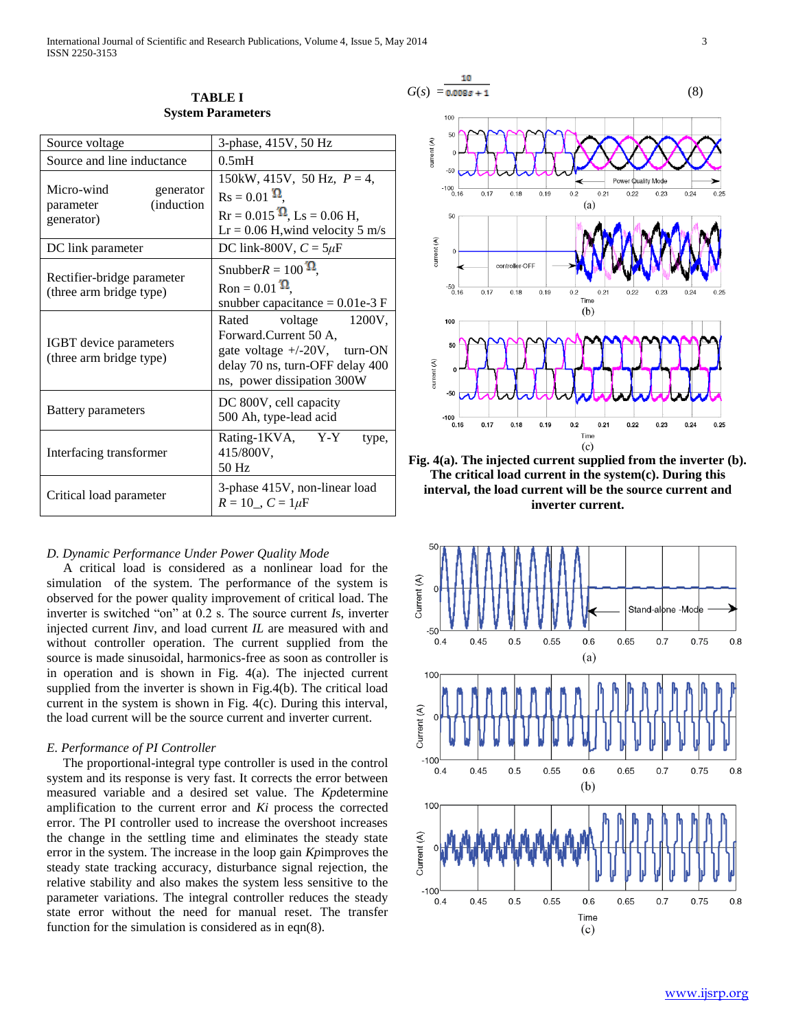**TABLE I**
**System Parameters**

| | |
|---|---|
| Source voltage | 3-phase, 415V, 50 Hz |
| Source and line inductance | 0.5mH |
| Micro-wind generator parameter (induction generator) | 150kW, 415V, 50 Hz, $P = 4$, Rs = 0.01 Ω, Rr = 0.015 Ω, Ls = 0.06 H, Lr = 0.06 H, wind velocity 5 m/s |
| DC link parameter | DC link-800V, $C = 5\mu$F |
| Rectifier-bridge parameter (three arm bridge type) | Snubber$R = 100$ Ω, Ron = 0.01 Ω, snubber capacitance = 0.01e-3 F |
| IGBT device parameters (three arm bridge type) | Rated voltage 1200V, Forward.Current 50 A, gate voltage +/-20V, turn-ON delay 70 ns, turn-OFF delay 400 ns, power dissipation 300W |
| Battery parameters | DC 800V, cell capacity 500 Ah, type-lead acid |
| Interfacing transformer | Rating-1KVA, Y-Y type, 415/800V, 50 Hz |
| Critical load parameter | 3-phase 415V, non-linear load $R = 10$_, $C = 1\mu$F |

*D. Dynamic Performance Under Power Quality Mode*

A critical load is considered as a nonlinear load for the simulation of the system. The performance of the system is observed for the power quality improvement of critical load. The inverter is switched "on" at 0.2 s. The source current *I*s, inverter injected current *I*inv, and load current *IL* are measured with and without controller operation. The current supplied from the source is made sinusoidal, harmonics-free as soon as controller is in operation and is shown in Fig. 4(a). The injected current supplied from the inverter is shown in Fig.4(b). The critical load current in the system is shown in Fig. 4(c). During this interval, the load current will be the source current and inverter current.

*E. Performance of PI Controller*

The proportional-integral type controller is used in the control system and its response is very fast. It corrects the error between measured variable and a desired set value. The *Kp*determine amplification to the current error and *Ki* process the corrected error. The PI controller used to increase the overshoot increases the change in the settling time and eliminates the steady state error in the system. The increase in the loop gain *Kp*improves the steady state tracking accuracy, disturbance signal rejection, the relative stability and also makes the system less sensitive to the parameter variations. The integral controller reduces the steady state error without the need for manual reset. The transfer function for the simulation is considered as in eqn(8).

$$G(s) = \frac{10}{0.008s + 1} \tag{8}$$

**Fig. 4(a). The injected current supplied from the inverter (b). The critical load current in the system(c). During this interval, the load current will be the source current and inverter current.**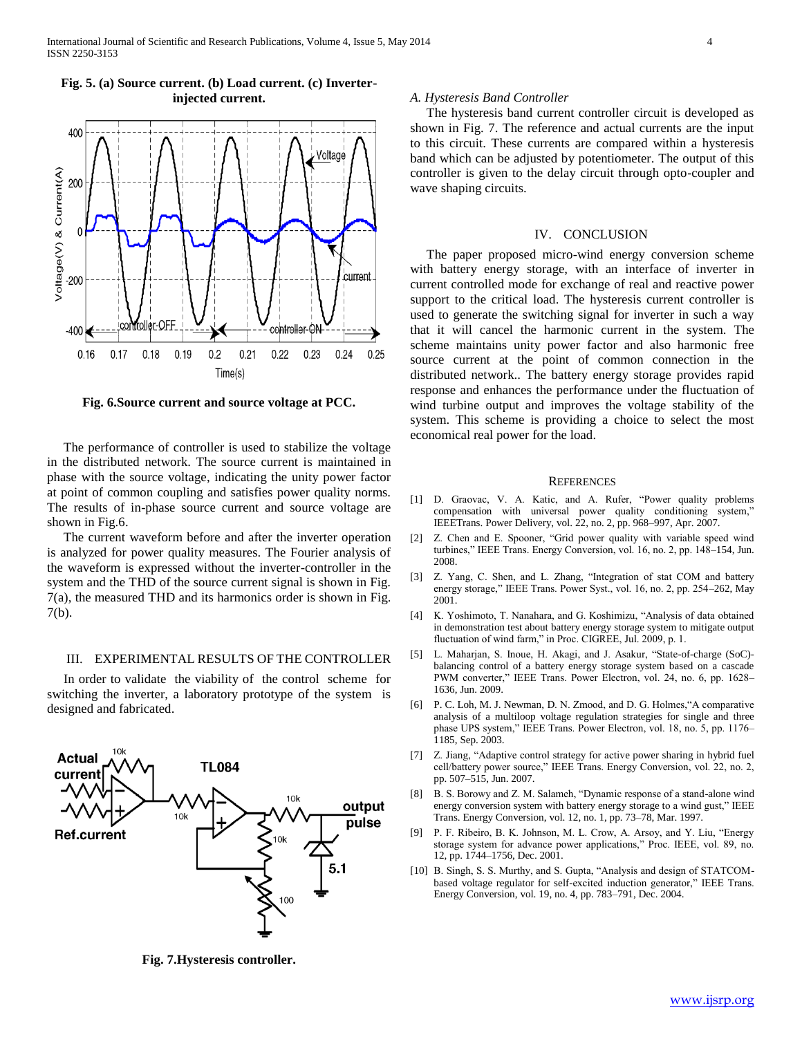**Fig. 5. (a) Source current. (b) Load current. (c) Inverter-injected current.**

**Fig. 6.Source current and source voltage at PCC.**

The performance of controller is used to stabilize the voltage in the distributed network. The source current is maintained in phase with the source voltage, indicating the unity power factor at point of common coupling and satisfies power quality norms. The results of in-phase source current and source voltage are shown in Fig.6.

The current waveform before and after the inverter operation is analyzed for power quality measures. The Fourier analysis of the waveform is expressed without the inverter-controller in the system and the THD of the source current signal is shown in Fig. 7(a), the measured THD and its harmonics order is shown in Fig. 7(b).

## III. EXPERIMENTAL RESULTS OF THE CONTROLLER

In order to validate the viability of the control scheme for switching the inverter, a laboratory prototype of the system is designed and fabricated.

**Fig. 7.Hysteresis controller.**

### *A. Hysteresis Band Controller*

The hysteresis band current controller circuit is developed as shown in Fig. 7. The reference and actual currents are the input to this circuit. These currents are compared within a hysteresis band which can be adjusted by potentiometer. The output of this controller is given to the delay circuit through opto-coupler and wave shaping circuits.

## IV. CONCLUSION

The paper proposed micro-wind energy conversion scheme with battery energy storage, with an interface of inverter in current controlled mode for exchange of real and reactive power support to the critical load. The hysteresis current controller is used to generate the switching signal for inverter in such a way that it will cancel the harmonic current in the system. The scheme maintains unity power factor and also harmonic free source current at the point of common connection in the distributed network.. The battery energy storage provides rapid response and enhances the performance under the fluctuation of wind turbine output and improves the voltage stability of the system. This scheme is providing a choice to select the most economical real power for the load.

## REFERENCES

[1] D. Graovac, V. A. Katic, and A. Rufer, "Power quality problems compensation with universal power quality conditioning system," IEEETrans. Power Delivery, vol. 22, no. 2, pp. 968–997, Apr. 2007.

[2] Z. Chen and E. Spooner, "Grid power quality with variable speed wind turbines," IEEE Trans. Energy Conversion, vol. 16, no. 2, pp. 148–154, Jun. 2008.

[3] Z. Yang, C. Shen, and L. Zhang, "Integration of stat COM and battery energy storage," IEEE Trans. Power Syst., vol. 16, no. 2, pp. 254–262, May 2001.

[4] K. Yoshimoto, T. Nanahara, and G. Koshimizu, "Analysis of data obtained in demonstration test about battery energy storage system to mitigate output fluctuation of wind farm," in Proc. CIGREE, Jul. 2009, p. 1.

[5] L. Maharjan, S. Inoue, H. Akagi, and J. Asakur, "State-of-charge (SoC)-balancing control of a battery energy storage system based on a cascade PWM converter," IEEE Trans. Power Electron, vol. 24, no. 6, pp. 1628–1636, Jun. 2009.

[6] P. C. Loh, M. J. Newman, D. N. Zmood, and D. G. Holmes,"A comparative analysis of a multiloop voltage regulation strategies for single and three phase UPS system," IEEE Trans. Power Electron, vol. 18, no. 5, pp. 1176–1185, Sep. 2003.

[7] Z. Jiang, "Adaptive control strategy for active power sharing in hybrid fuel cell/battery power source," IEEE Trans. Energy Conversion, vol. 22, no. 2, pp. 507–515, Jun. 2007.

[8] B. S. Borowy and Z. M. Salameh, "Dynamic response of a stand-alone wind energy conversion system with battery energy storage to a wind gust," IEEE Trans. Energy Conversion, vol. 12, no. 1, pp. 73–78, Mar. 1997.

[9] P. F. Ribeiro, B. K. Johnson, M. L. Crow, A. Arsoy, and Y. Liu, "Energy storage system for advance power applications," Proc. IEEE, vol. 89, no. 12, pp. 1744–1756, Dec. 2001.

[10] B. Singh, S. S. Murthy, and S. Gupta, "Analysis and design of STATCOM-based voltage regulator for self-excited induction generator," IEEE Trans. Energy Conversion, vol. 19, no. 4, pp. 783–791, Dec. 2004.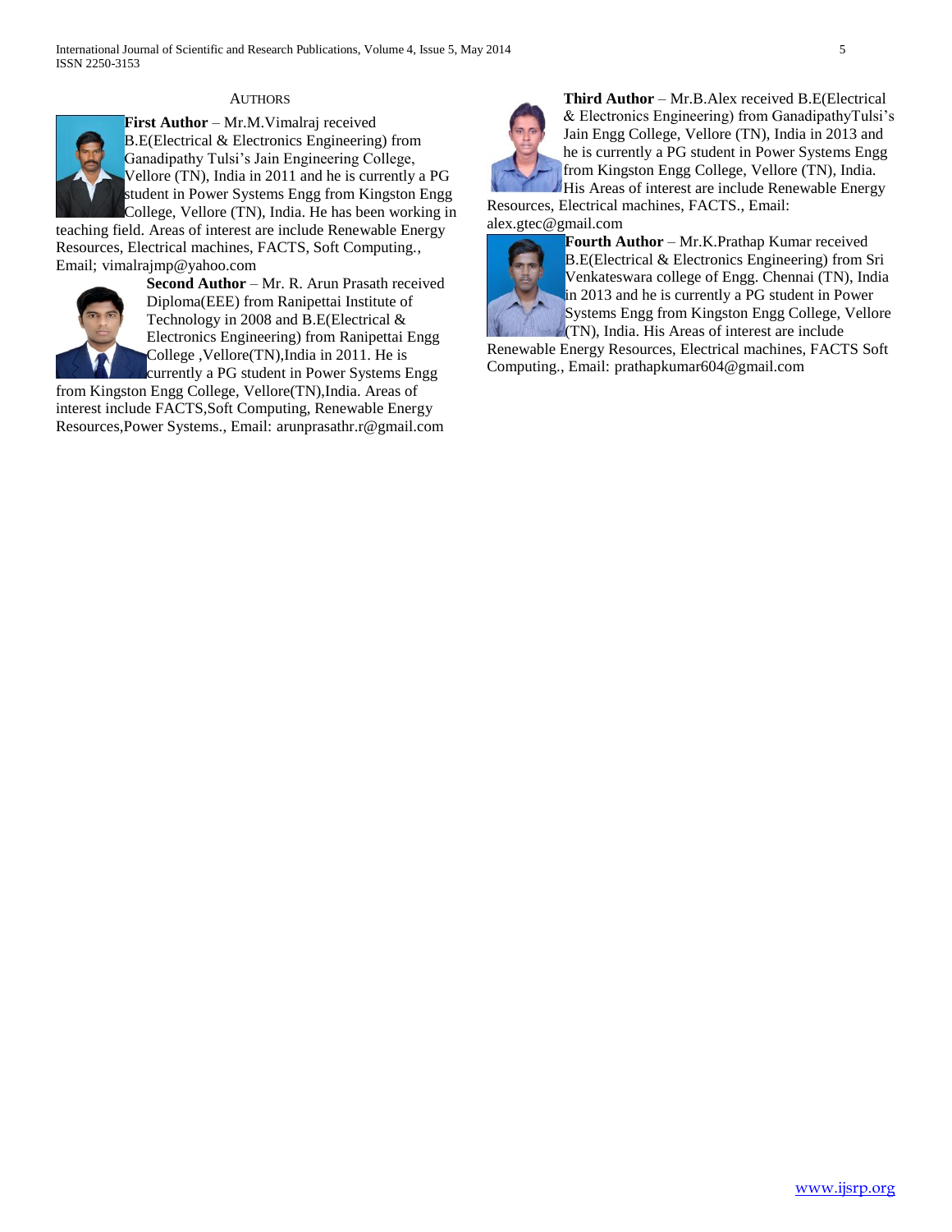## AUTHORS

**First Author** – Mr.M.Vimalraj received B.E(Electrical & Electronics Engineering) from Ganadipathy Tulsi's Jain Engineering College, Vellore (TN), India in 2011 and he is currently a PG student in Power Systems Engg from Kingston Engg College, Vellore (TN), India. He has been working in teaching field. Areas of interest are include Renewable Energy Resources, Electrical machines, FACTS, Soft Computing., Email; vimalrajmp@yahoo.com

**Second Author** – Mr. R. Arun Prasath received Diploma(EEE) from Ranipettai Institute of Technology in 2008 and B.E(Electrical & Electronics Engineering) from Ranipettai Engg College ,Vellore(TN),India in 2011. He is currently a PG student in Power Systems Engg from Kingston Engg College, Vellore(TN),India. Areas of interest include FACTS,Soft Computing, Renewable Energy Resources,Power Systems., Email: arunprasathr.r@gmail.com

**Third Author** – Mr.B.Alex received B.E(Electrical & Electronics Engineering) from GanadipathyTulsi's Jain Engg College, Vellore (TN), India in 2013 and he is currently a PG student in Power Systems Engg from Kingston Engg College, Vellore (TN), India. His Areas of interest are include Renewable Energy Resources, Electrical machines, FACTS., Email: alex.gtec@gmail.com

**Fourth Author** – Mr.K.Prathap Kumar received B.E(Electrical & Electronics Engineering) from Sri Venkateswara college of Engg. Chennai (TN), India in 2013 and he is currently a PG student in Power Systems Engg from Kingston Engg College, Vellore (TN), India. His Areas of interest are include Renewable Energy Resources, Electrical machines, FACTS Soft Computing., Email: prathapkumar604@gmail.com